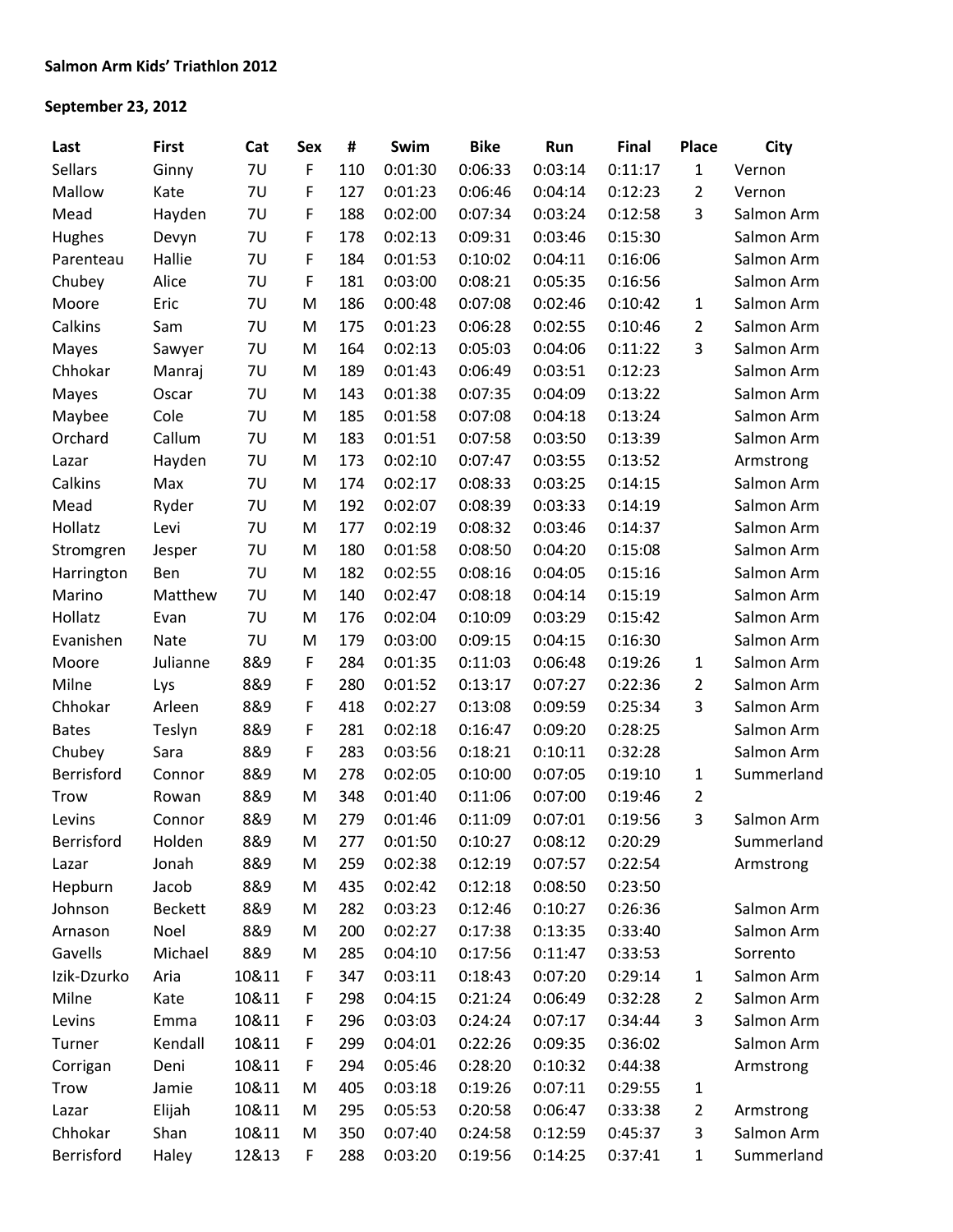**Salmon Arm Kids' Triathlon 2012**

**September 23, 2012**

| Last | First | Cat | Sex | # | Swim | Bike | Run | Final | Place | City |
|---|---|---|---|---|---|---|---|---|---|---|
| Sellars | Ginny | 7U | F | 110 | 0:01:30 | 0:06:33 | 0:03:14 | 0:11:17 | 1 | Vernon |
| Mallow | Kate | 7U | F | 127 | 0:01:23 | 0:06:46 | 0:04:14 | 0:12:23 | 2 | Vernon |
| Mead | Hayden | 7U | F | 188 | 0:02:00 | 0:07:34 | 0:03:24 | 0:12:58 | 3 | Salmon Arm |
| Hughes | Devyn | 7U | F | 178 | 0:02:13 | 0:09:31 | 0:03:46 | 0:15:30 | | Salmon Arm |
| Parenteau | Hallie | 7U | F | 184 | 0:01:53 | 0:10:02 | 0:04:11 | 0:16:06 | | Salmon Arm |
| Chubey | Alice | 7U | F | 181 | 0:03:00 | 0:08:21 | 0:05:35 | 0:16:56 | | Salmon Arm |
| Moore | Eric | 7U | M | 186 | 0:00:48 | 0:07:08 | 0:02:46 | 0:10:42 | 1 | Salmon Arm |
| Calkins | Sam | 7U | M | 175 | 0:01:23 | 0:06:28 | 0:02:55 | 0:10:46 | 2 | Salmon Arm |
| Mayes | Sawyer | 7U | M | 164 | 0:02:13 | 0:05:03 | 0:04:06 | 0:11:22 | 3 | Salmon Arm |
| Chhokar | Manraj | 7U | M | 189 | 0:01:43 | 0:06:49 | 0:03:51 | 0:12:23 | | Salmon Arm |
| Mayes | Oscar | 7U | M | 143 | 0:01:38 | 0:07:35 | 0:04:09 | 0:13:22 | | Salmon Arm |
| Maybee | Cole | 7U | M | 185 | 0:01:58 | 0:07:08 | 0:04:18 | 0:13:24 | | Salmon Arm |
| Orchard | Callum | 7U | M | 183 | 0:01:51 | 0:07:58 | 0:03:50 | 0:13:39 | | Salmon Arm |
| Lazar | Hayden | 7U | M | 173 | 0:02:10 | 0:07:47 | 0:03:55 | 0:13:52 | | Armstrong |
| Calkins | Max | 7U | M | 174 | 0:02:17 | 0:08:33 | 0:03:25 | 0:14:15 | | Salmon Arm |
| Mead | Ryder | 7U | M | 192 | 0:02:07 | 0:08:39 | 0:03:33 | 0:14:19 | | Salmon Arm |
| Hollatz | Levi | 7U | M | 177 | 0:02:19 | 0:08:32 | 0:03:46 | 0:14:37 | | Salmon Arm |
| Stromgren | Jesper | 7U | M | 180 | 0:01:58 | 0:08:50 | 0:04:20 | 0:15:08 | | Salmon Arm |
| Harrington | Ben | 7U | M | 182 | 0:02:55 | 0:08:16 | 0:04:05 | 0:15:16 | | Salmon Arm |
| Marino | Matthew | 7U | M | 140 | 0:02:47 | 0:08:18 | 0:04:14 | 0:15:19 | | Salmon Arm |
| Hollatz | Evan | 7U | M | 176 | 0:02:04 | 0:10:09 | 0:03:29 | 0:15:42 | | Salmon Arm |
| Evanishen | Nate | 7U | M | 179 | 0:03:00 | 0:09:15 | 0:04:15 | 0:16:30 | | Salmon Arm |
| Moore | Julianne | 8&9 | F | 284 | 0:01:35 | 0:11:03 | 0:06:48 | 0:19:26 | 1 | Salmon Arm |
| Milne | Lys | 8&9 | F | 280 | 0:01:52 | 0:13:17 | 0:07:27 | 0:22:36 | 2 | Salmon Arm |
| Chhokar | Arleen | 8&9 | F | 418 | 0:02:27 | 0:13:08 | 0:09:59 | 0:25:34 | 3 | Salmon Arm |
| Bates | Teslyn | 8&9 | F | 281 | 0:02:18 | 0:16:47 | 0:09:20 | 0:28:25 | | Salmon Arm |
| Chubey | Sara | 8&9 | F | 283 | 0:03:56 | 0:18:21 | 0:10:11 | 0:32:28 | | Salmon Arm |
| Berrisford | Connor | 8&9 | M | 278 | 0:02:05 | 0:10:00 | 0:07:05 | 0:19:10 | 1 | Summerland |
| Trow | Rowan | 8&9 | M | 348 | 0:01:40 | 0:11:06 | 0:07:00 | 0:19:46 | 2 | |
| Levins | Connor | 8&9 | M | 279 | 0:01:46 | 0:11:09 | 0:07:01 | 0:19:56 | 3 | Salmon Arm |
| Berrisford | Holden | 8&9 | M | 277 | 0:01:50 | 0:10:27 | 0:08:12 | 0:20:29 | | Summerland |
| Lazar | Jonah | 8&9 | M | 259 | 0:02:38 | 0:12:19 | 0:07:57 | 0:22:54 | | Armstrong |
| Hepburn | Jacob | 8&9 | M | 435 | 0:02:42 | 0:12:18 | 0:08:50 | 0:23:50 | | |
| Johnson | Beckett | 8&9 | M | 282 | 0:03:23 | 0:12:46 | 0:10:27 | 0:26:36 | | Salmon Arm |
| Arnason | Noel | 8&9 | M | 200 | 0:02:27 | 0:17:38 | 0:13:35 | 0:33:40 | | Salmon Arm |
| Gavells | Michael | 8&9 | M | 285 | 0:04:10 | 0:17:56 | 0:11:47 | 0:33:53 | | Sorrento |
| Izik-Dzurko | Aria | 10&11 | F | 347 | 0:03:11 | 0:18:43 | 0:07:20 | 0:29:14 | 1 | Salmon Arm |
| Milne | Kate | 10&11 | F | 298 | 0:04:15 | 0:21:24 | 0:06:49 | 0:32:28 | 2 | Salmon Arm |
| Levins | Emma | 10&11 | F | 296 | 0:03:03 | 0:24:24 | 0:07:17 | 0:34:44 | 3 | Salmon Arm |
| Turner | Kendall | 10&11 | F | 299 | 0:04:01 | 0:22:26 | 0:09:35 | 0:36:02 | | Salmon Arm |
| Corrigan | Deni | 10&11 | F | 294 | 0:05:46 | 0:28:20 | 0:10:32 | 0:44:38 | | Armstrong |
| Trow | Jamie | 10&11 | M | 405 | 0:03:18 | 0:19:26 | 0:07:11 | 0:29:55 | 1 | |
| Lazar | Elijah | 10&11 | M | 295 | 0:05:53 | 0:20:58 | 0:06:47 | 0:33:38 | 2 | Armstrong |
| Chhokar | Shan | 10&11 | M | 350 | 0:07:40 | 0:24:58 | 0:12:59 | 0:45:37 | 3 | Salmon Arm |
| Berrisford | Haley | 12&13 | F | 288 | 0:03:20 | 0:19:56 | 0:14:25 | 0:37:41 | 1 | Summerland |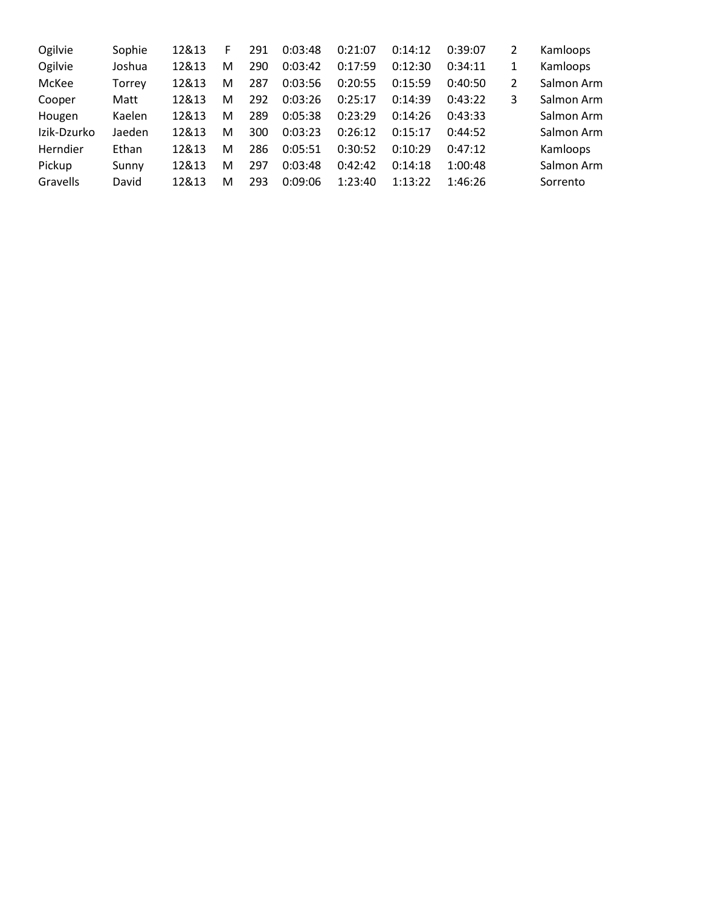| | | | | | | | | | | |
|---|---|---|---|---|---|---|---|---|---|---|
| Ogilvie | Sophie | 12&13 | F | 291 | 0:03:48 | 0:21:07 | 0:14:12 | 0:39:07 | 2 | Kamloops |
| Ogilvie | Joshua | 12&13 | M | 290 | 0:03:42 | 0:17:59 | 0:12:30 | 0:34:11 | 1 | Kamloops |
| McKee | Torrey | 12&13 | M | 287 | 0:03:56 | 0:20:55 | 0:15:59 | 0:40:50 | 2 | Salmon Arm |
| Cooper | Matt | 12&13 | M | 292 | 0:03:26 | 0:25:17 | 0:14:39 | 0:43:22 | 3 | Salmon Arm |
| Hougen | Kaelen | 12&13 | M | 289 | 0:05:38 | 0:23:29 | 0:14:26 | 0:43:33 | | Salmon Arm |
| Izik-Dzurko | Jaeden | 12&13 | M | 300 | 0:03:23 | 0:26:12 | 0:15:17 | 0:44:52 | | Salmon Arm |
| Herndier | Ethan | 12&13 | M | 286 | 0:05:51 | 0:30:52 | 0:10:29 | 0:47:12 | | Kamloops |
| Pickup | Sunny | 12&13 | M | 297 | 0:03:48 | 0:42:42 | 0:14:18 | 1:00:48 | | Salmon Arm |
| Gravells | David | 12&13 | M | 293 | 0:09:06 | 1:23:40 | 1:13:22 | 1:46:26 | | Sorrento |